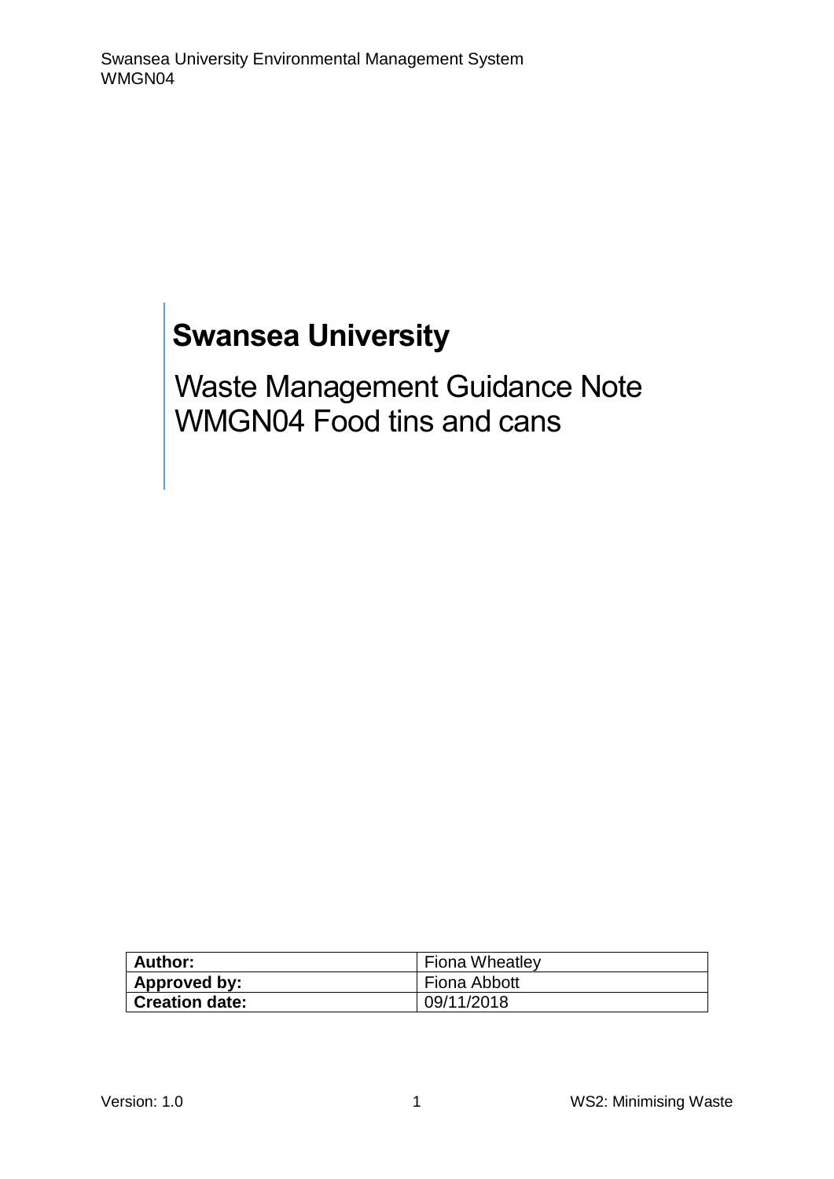# Swansea University

## Waste Management Guidance Note WMGN04 Food tins and cans

| Author: | Fiona Wheatley |
| --- | --- |
| Approved by: | Fiona Abbott |
| Creation date: | 09/11/2018 |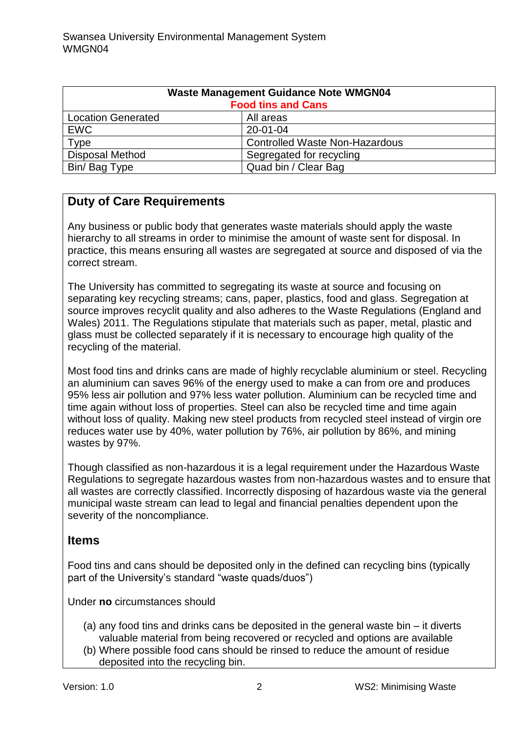| Waste Management Guidance Note WMGN04<br>Food tins and Cans | |
|---|---|
| Location Generated | All areas |
| EWC | 20-01-04 |
| Type | Controlled Waste Non-Hazardous |
| Disposal Method | Segregated for recycling |
| Bin/ Bag Type | Quad bin / Clear Bag |

## Duty of Care Requirements

Any business or public body that generates waste materials should apply the waste hierarchy to all streams in order to minimise the amount of waste sent for disposal. In practice, this means ensuring all wastes are segregated at source and disposed of via the correct stream.

The University has committed to segregating its waste at source and focusing on separating key recycling streams; cans, paper, plastics, food and glass. Segregation at source improves recyclit quality and also adheres to the Waste Regulations (England and Wales) 2011. The Regulations stipulate that materials such as paper, metal, plastic and glass must be collected separately if it is necessary to encourage high quality of the recycling of the material.

Most food tins and drinks cans are made of highly recyclable aluminium or steel. Recycling an aluminium can saves 96% of the energy used to make a can from ore and produces 95% less air pollution and 97% less water pollution. Aluminium can be recycled time and time again without loss of properties. Steel can also be recycled time and time again without loss of quality. Making new steel products from recycled steel instead of virgin ore reduces water use by 40%, water pollution by 76%, air pollution by 86%, and mining wastes by 97%.

Though classified as non-hazardous it is a legal requirement under the Hazardous Waste Regulations to segregate hazardous wastes from non-hazardous wastes and to ensure that all wastes are correctly classified. Incorrectly disposing of hazardous waste via the general municipal waste stream can lead to legal and financial penalties dependent upon the severity of the noncompliance.

## Items

Food tins and cans should be deposited only in the defined can recycling bins (typically part of the University's standard "waste quads/duos")

Under **no** circumstances should

(a) any food tins and drinks cans be deposited in the general waste bin – it diverts valuable material from being recovered or recycled and options are available
(b) Where possible food cans should be rinsed to reduce the amount of residue deposited into the recycling bin.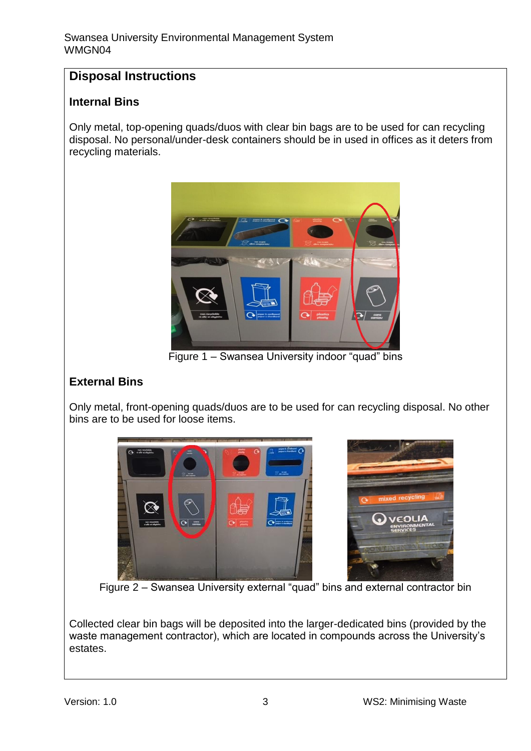## Disposal Instructions

### Internal Bins

Only metal, top-opening quads/duos with clear bin bags are to be used for can recycling disposal. No personal/under-desk containers should be in used in offices as it deters from recycling materials.

Figure 1 – Swansea University indoor "quad" bins

### External Bins

Only metal, front-opening quads/duos are to be used for can recycling disposal. No other bins are to be used for loose items.

Figure 2 – Swansea University external "quad" bins and external contractor bin

Collected clear bin bags will be deposited into the larger-dedicated bins (provided by the waste management contractor), which are located in compounds across the University's estates.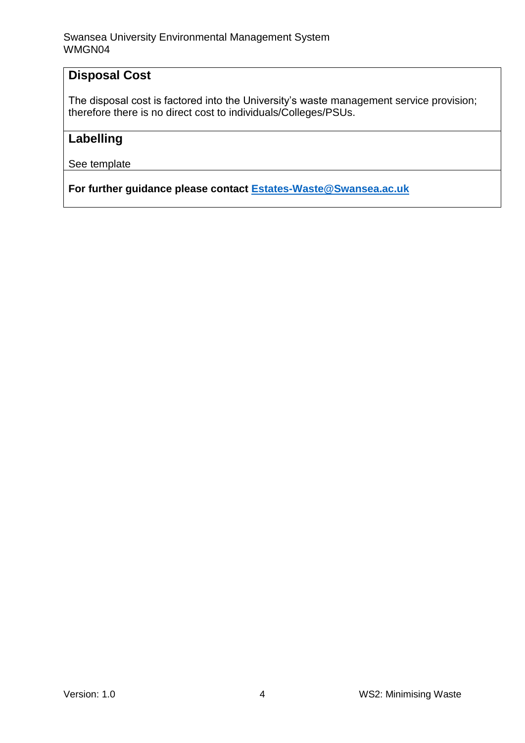## Disposal Cost

The disposal cost is factored into the University's waste management service provision; therefore there is no direct cost to individuals/Colleges/PSUs.

## Labelling

See template

**For further guidance please contact [Estates-Waste@Swansea.ac.uk](mailto:Estates-Waste@Swansea.ac.uk)**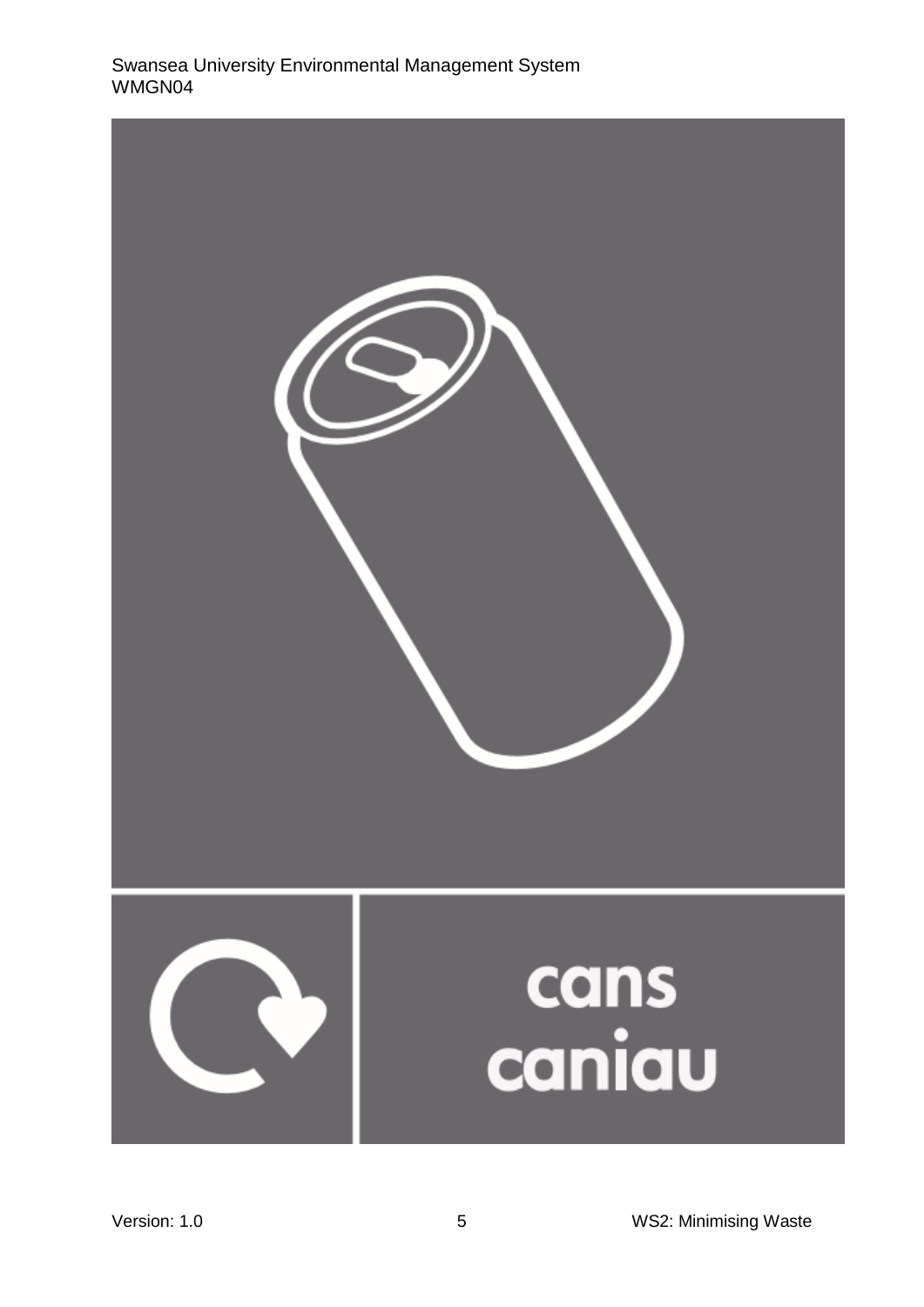cans

caniau